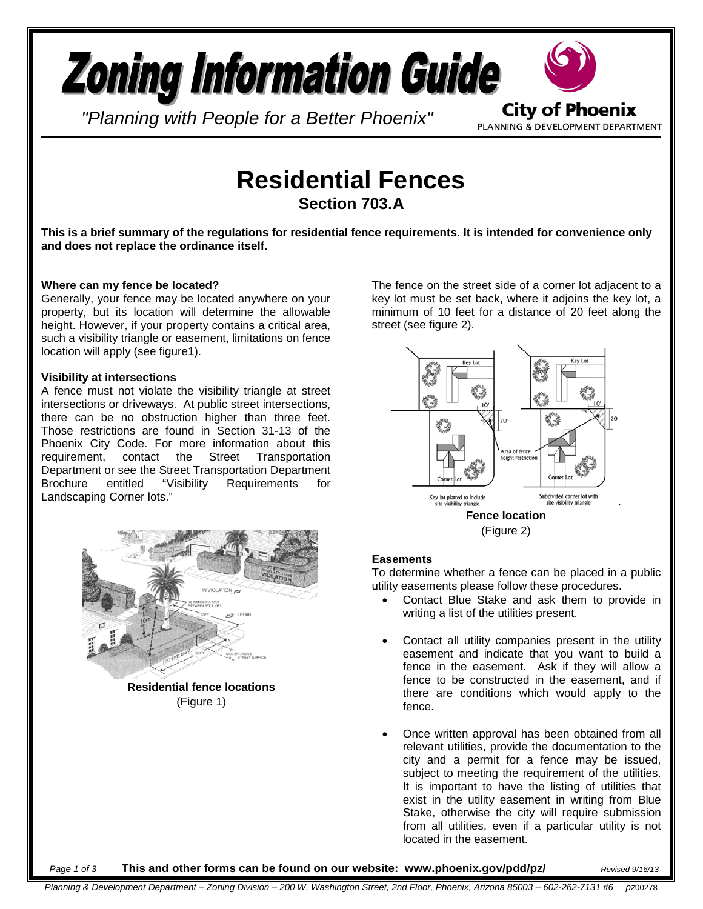# Zoning Information Guide

*"Planning with People for a Better Phoenix"*

City of Phoenix
PLANNING & DEVELOPMENT DEPARTMENT

# Residential Fences

## Section 703.A

**This is a brief summary of the regulations for residential fence requirements. It is intended for convenience only and does not replace the ordinance itself.**

**Where can my fence be located?**

Generally, your fence may be located anywhere on your property, but its location will determine the allowable height. However, if your property contains a critical area, such a visibility triangle or easement, limitations on fence location will apply (see figure1).

**Visibility at intersections**

A fence must not violate the visibility triangle at street intersections or driveways. At public street intersections, there can be no obstruction higher than three feet. Those restrictions are found in Section 31-13 of the Phoenix City Code. For more information about this requirement, contact the Street Transportation Department or see the Street Transportation Department Brochure entitled "Visibility Requirements for Landscaping Corner lots."

**Residential fence locations**
(Figure 1)

The fence on the street side of a corner lot adjacent to a key lot must be set back, where it adjoins the key lot, a minimum of 10 feet for a distance of 20 feet along the street (see figure 2).

**Fence location**
(Figure 2)

**Easements**

To determine whether a fence can be placed in a public utility easements please follow these procedures.

- Contact Blue Stake and ask them to provide in writing a list of the utilities present.
- Contact all utility companies present in the utility easement and indicate that you want to build a fence in the easement. Ask if they will allow a fence to be constructed in the easement, and if there are conditions which would apply to the fence.
- Once written approval has been obtained from all relevant utilities, provide the documentation to the city and a permit for a fence may be issued, subject to meeting the requirement of the utilities. It is important to have the listing of utilities that exist in the utility easement in writing from Blue Stake, otherwise the city will require submission from all utilities, even if a particular utility is not located in the easement.

**This and other forms can be found on our website: www.phoenix.gov/pdd/pz/** *Revised 9/16/13*

*Planning & Development Department – Zoning Division – 200 W. Washington Street, 2nd Floor, Phoenix, Arizona 85003 – 602-262-7131 #6 pz00278*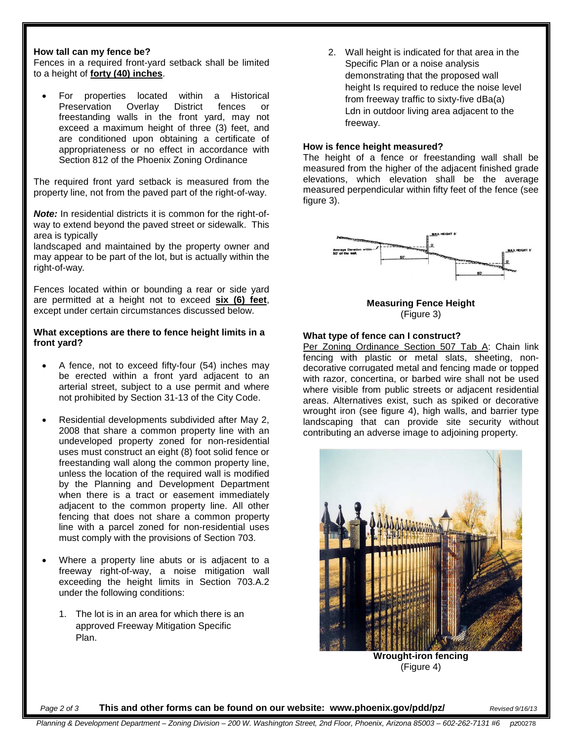**How tall can my fence be?**

Fences in a required front-yard setback shall be limited to a height of **forty (40) inches**.

- For properties located within a Historical Preservation Overlay District fences or freestanding walls in the front yard, may not exceed a maximum height of three (3) feet, and are conditioned upon obtaining a certificate of appropriateness or no effect in accordance with Section 812 of the Phoenix Zoning Ordinance

The required front yard setback is measured from the property line, not from the paved part of the right-of-way.

***Note:*** In residential districts it is common for the right-of-way to extend beyond the paved street or sidewalk. This area is typically landscaped and maintained by the property owner and may appear to be part of the lot, but is actually within the right-of-way.

Fences located within or bounding a rear or side yard are permitted at a height not to exceed **six (6) feet**, except under certain circumstances discussed below.

**What exceptions are there to fence height limits in a front yard?**

- A fence, not to exceed fifty-four (54) inches may be erected within a front yard adjacent to an arterial street, subject to a use permit and where not prohibited by Section 31-13 of the City Code.

- Residential developments subdivided after May 2, 2008 that share a common property line with an undeveloped property zoned for non-residential uses must construct an eight (8) foot solid fence or freestanding wall along the common property line, unless the location of the required wall is modified by the Planning and Development Department when there is a tract or easement immediately adjacent to the common property line. All other fencing that does not share a common property line with a parcel zoned for non-residential uses must comply with the provisions of Section 703.

- Where a property line abuts or is adjacent to a freeway right-of-way, a noise mitigation wall exceeding the height limits in Section 703.A.2 under the following conditions:

  1. The lot is in an area for which there is an approved Freeway Mitigation Specific Plan.
  2. Wall height is indicated for that area in the Specific Plan or a noise analysis demonstrating that the proposed wall height Is required to reduce the noise level from freeway traffic to sixty-five dBa(a) Ldn in outdoor living area adjacent to the freeway.

**How is fence height measured?**

The height of a fence or freestanding wall shall be measured from the higher of the adjacent finished grade elevations, which elevation shall be the average measured perpendicular within fifty feet of the fence (see figure 3).

**Measuring Fence Height**
(Figure 3)

**What type of fence can I construct?**

Per Zoning Ordinance Section 507 Tab A: Chain link fencing with plastic or metal slats, sheeting, non-decorative corrugated metal and fencing made or topped with razor, concertina, or barbed wire shall not be used where visible from public streets or adjacent residential areas. Alternatives exist, such as spiked or decorative wrought iron (see figure 4), high walls, and barrier type landscaping that can provide site security without contributing an adverse image to adjoining property.

**Wrought-iron fencing**
(Figure 4)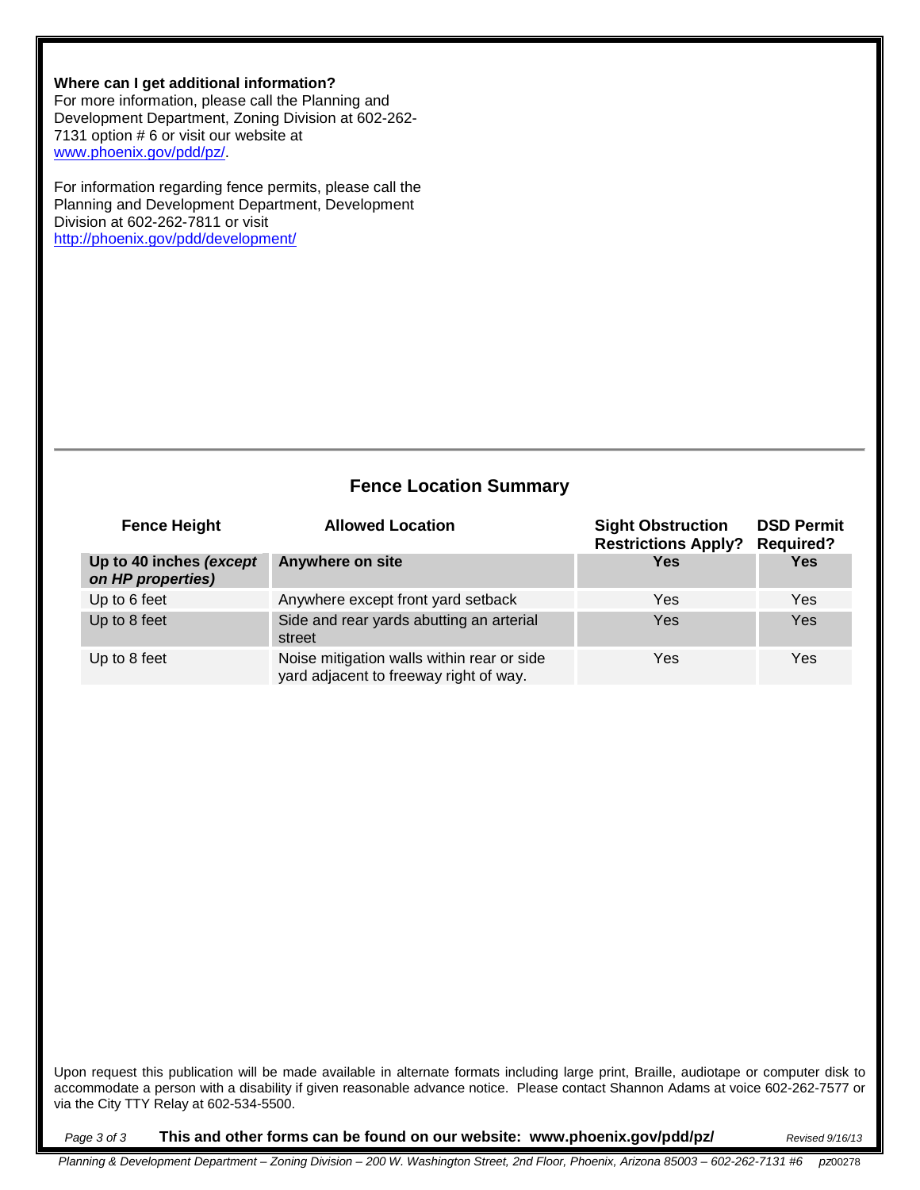**Where can I get additional information?**
For more information, please call the Planning and Development Department, Zoning Division at 602-262-7131 option # 6 or visit our website at [www.phoenix.gov/pdd/pz/](www.phoenix.gov/pdd/pz/).

For information regarding fence permits, please call the Planning and Development Department, Development Division at 602-262-7811 or visit [http://phoenix.gov/pdd/development/](http://phoenix.gov/pdd/development/)

---

## Fence Location Summary

| Fence Height | Allowed Location | Sight Obstruction Restrictions Apply? | DSD Permit Required? |
|---|---|---|---|
| **Up to 40 inches *(except on HP properties)*** | **Anywhere on site** | **Yes** | **Yes** |
| Up to 6 feet | Anywhere except front yard setback | Yes | Yes |
| Up to 8 feet | Side and rear yards abutting an arterial street | Yes | Yes |
| Up to 8 feet | Noise mitigation walls within rear or side yard adjacent to freeway right of way. | Yes | Yes |

Upon request this publication will be made available in alternate formats including large print, Braille, audiotape or computer disk to accommodate a person with a disability if given reasonable advance notice. Please contact Shannon Adams at voice 602-262-7577 or via the City TTY Relay at 602-534-5500.

**This and other forms can be found on our website: www.phoenix.gov/pdd/pz/** *Revised 9/16/13*

*Planning & Development Department – Zoning Division – 200 W. Washington Street, 2nd Floor, Phoenix, Arizona 85003 – 602-262-7131 #6* *pz*00278